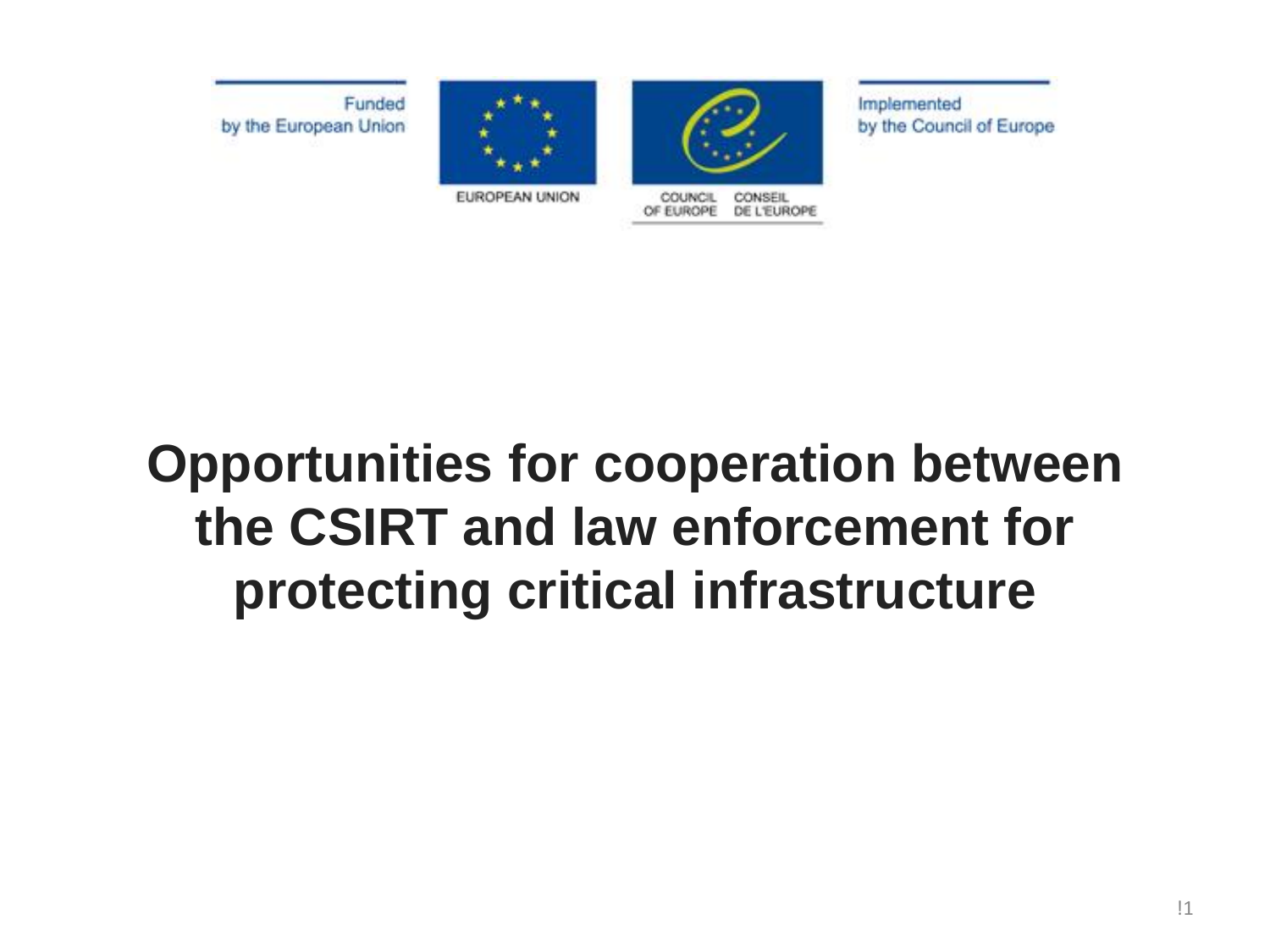Funded by the European Union

EUROPEAN UNION

COUNCIL OF EUROPE CONSEIL DE L'EUROPE

Implemented by the Council of Europe

# Opportunities for cooperation between the CSIRT and law enforcement for protecting critical infrastructure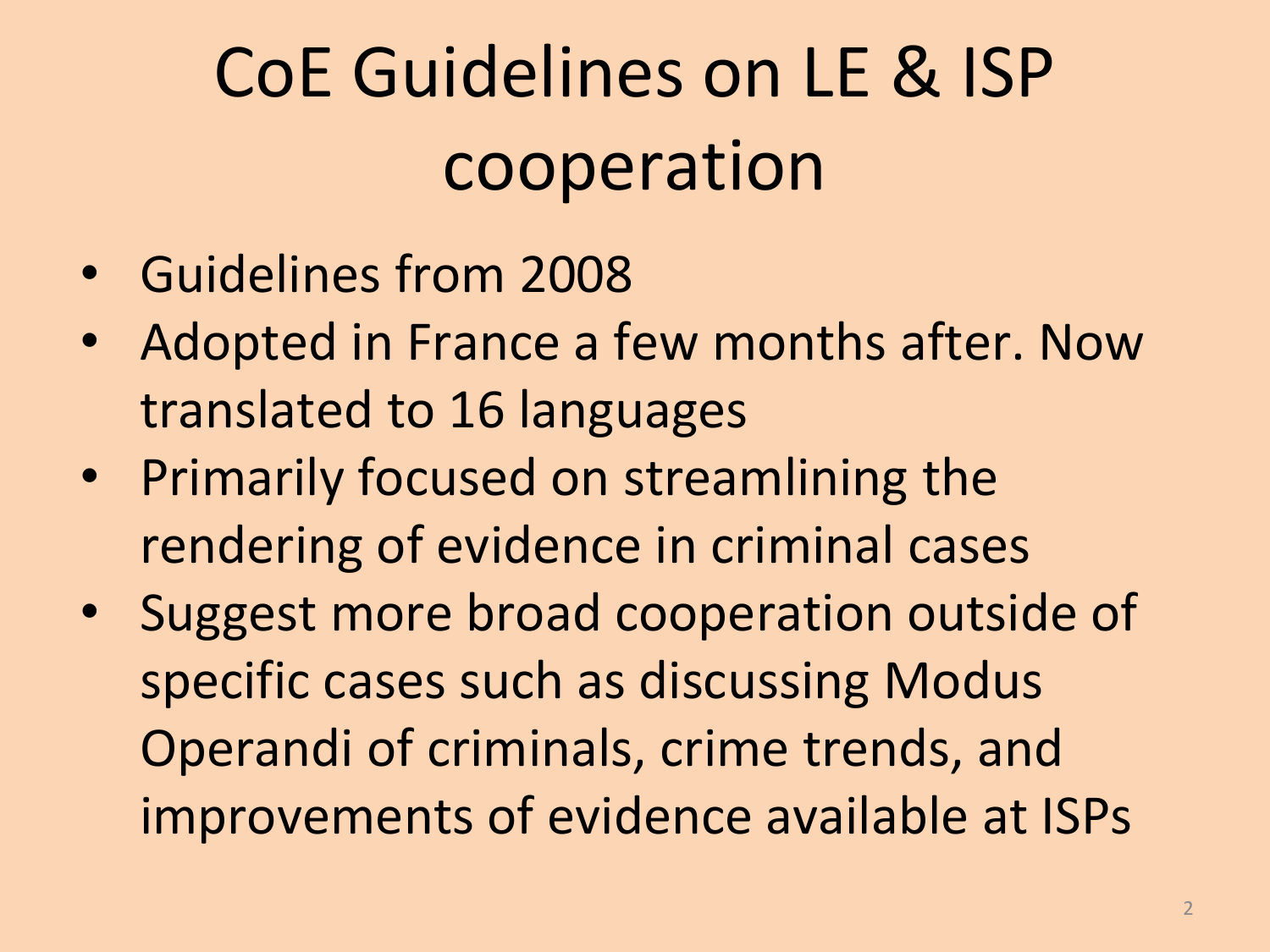# CoE Guidelines on LE & ISP cooperation

- Guidelines from 2008
- Adopted in France a few months after. Now translated to 16 languages
- Primarily focused on streamlining the rendering of evidence in criminal cases
- Suggest more broad cooperation outside of specific cases such as discussing Modus Operandi of criminals, crime trends, and improvements of evidence available at ISPs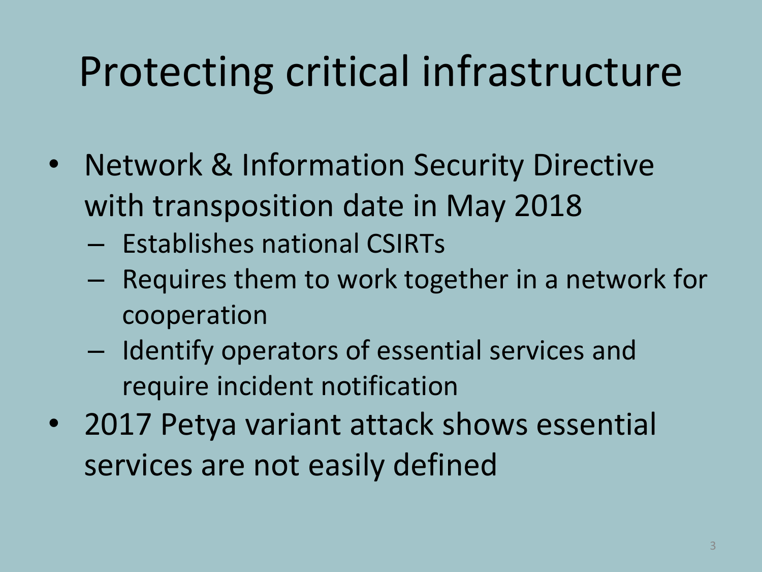# Protecting critical infrastructure

- Network & Information Security Directive with transposition date in May 2018
  - Establishes national CSIRTs
  - Requires them to work together in a network for cooperation
  - Identify operators of essential services and require incident notification
- 2017 Petya variant attack shows essential services are not easily defined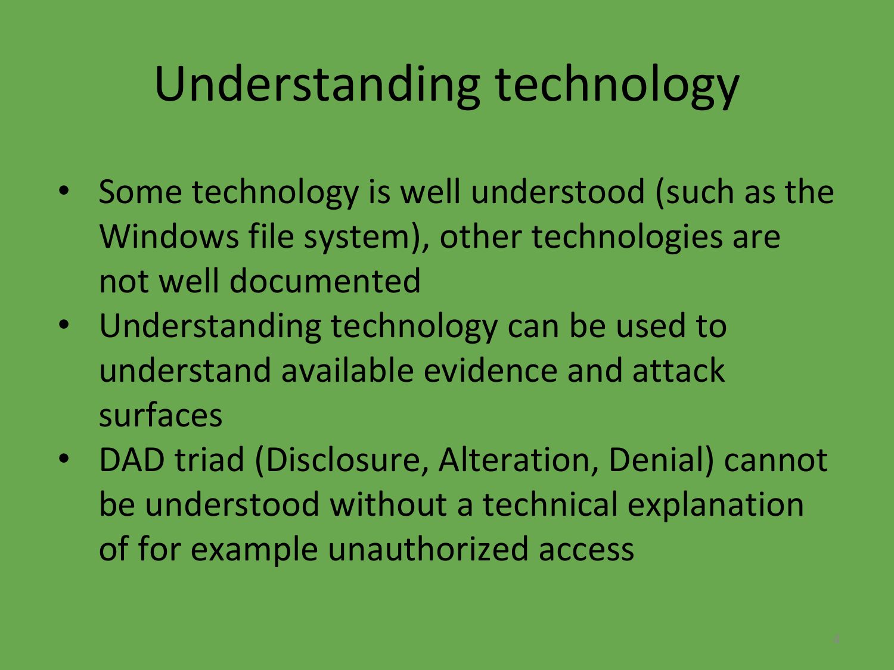# Understanding technology

- Some technology is well understood (such as the Windows file system), other technologies are not well documented
- Understanding technology can be used to understand available evidence and attack surfaces
- DAD triad (Disclosure, Alteration, Denial) cannot be understood without a technical explanation of for example unauthorized access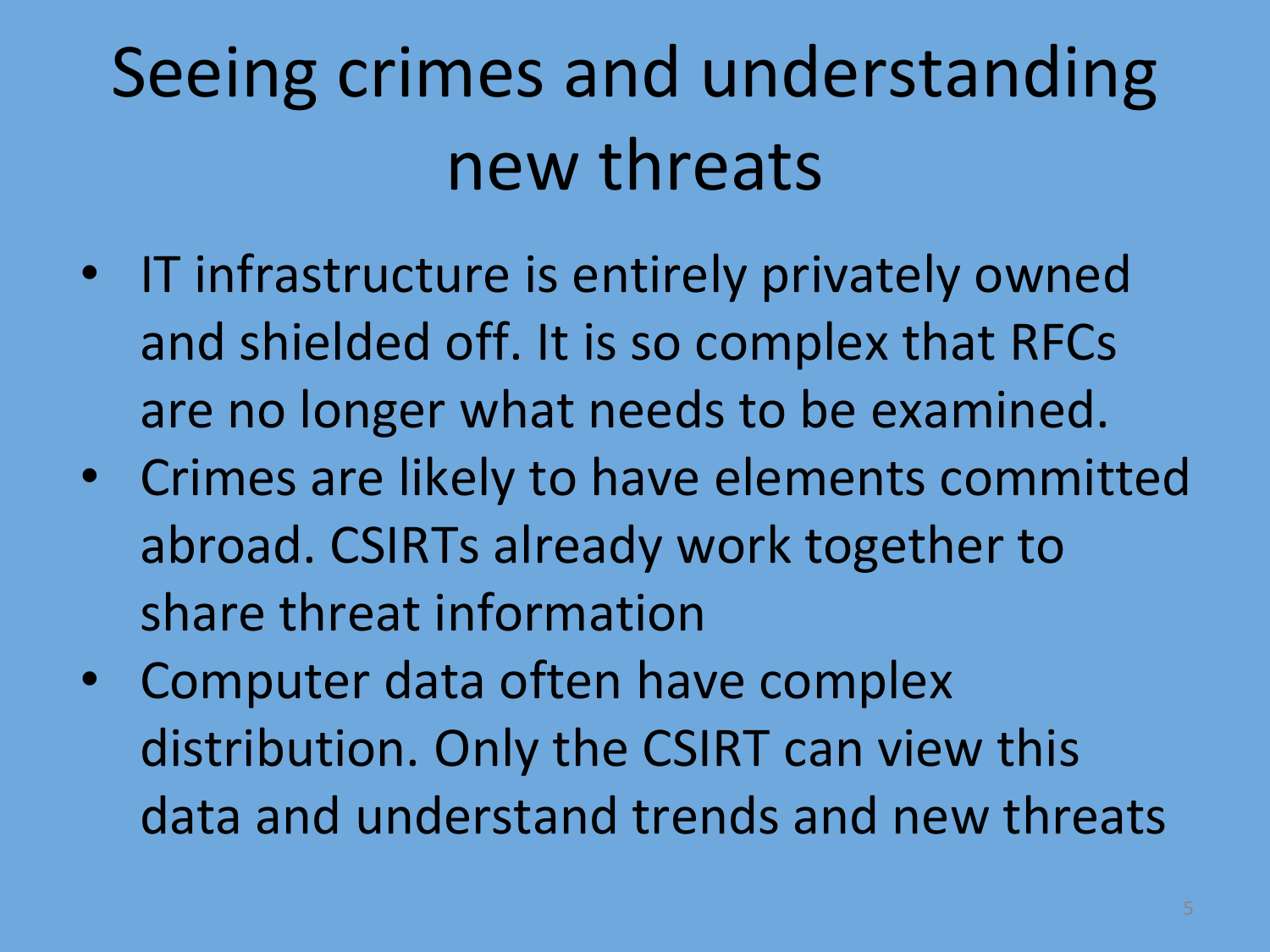# Seeing crimes and understanding new threats

- IT infrastructure is entirely privately owned and shielded off. It is so complex that RFCs are no longer what needs to be examined.
- Crimes are likely to have elements committed abroad. CSIRTs already work together to share threat information
- Computer data often have complex distribution. Only the CSIRT can view this data and understand trends and new threats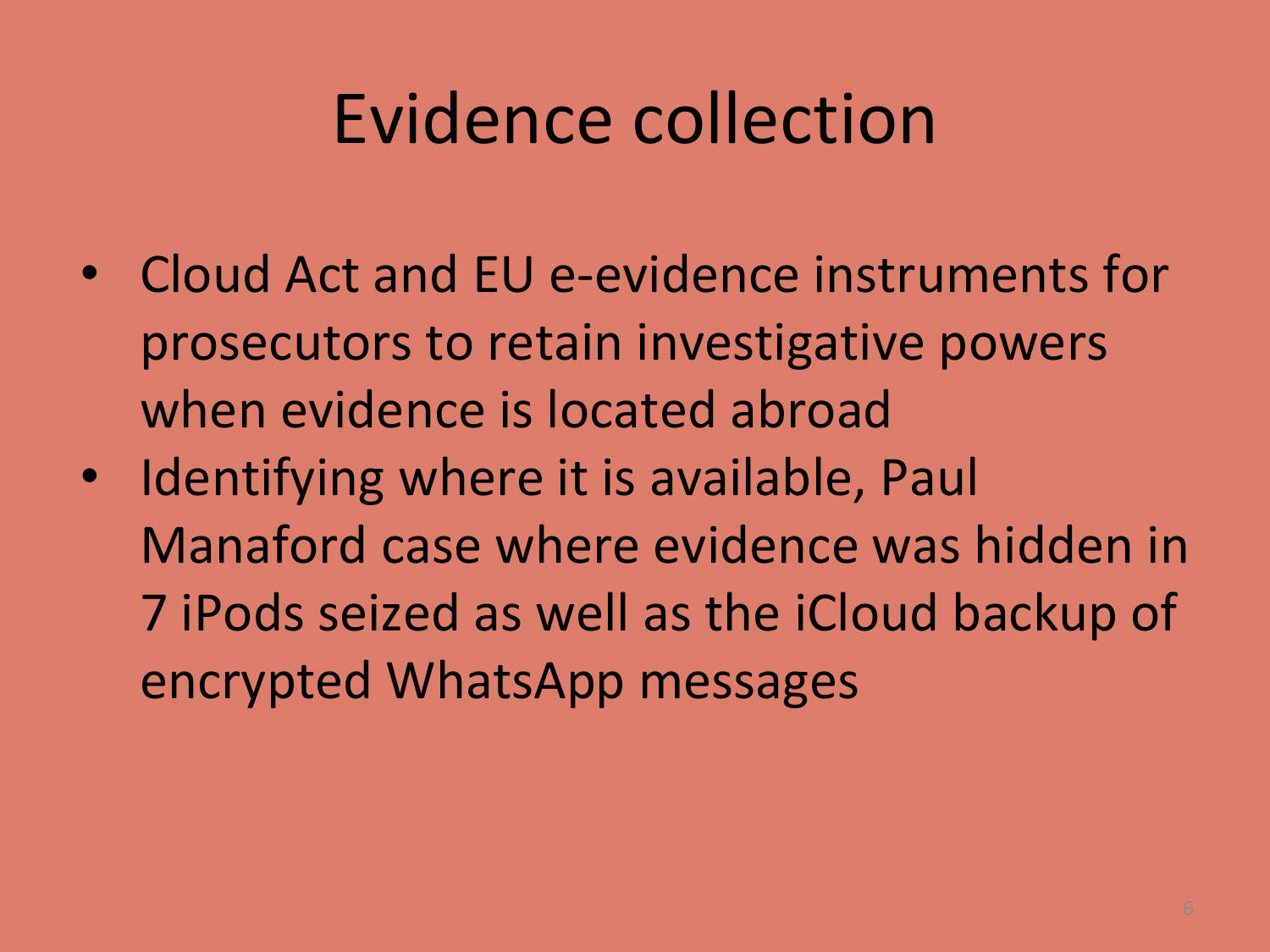# Evidence collection

- Cloud Act and EU e-evidence instruments for prosecutors to retain investigative powers when evidence is located abroad
- Identifying where it is available, Paul Manaford case where evidence was hidden in 7 iPods seized as well as the iCloud backup of encrypted WhatsApp messages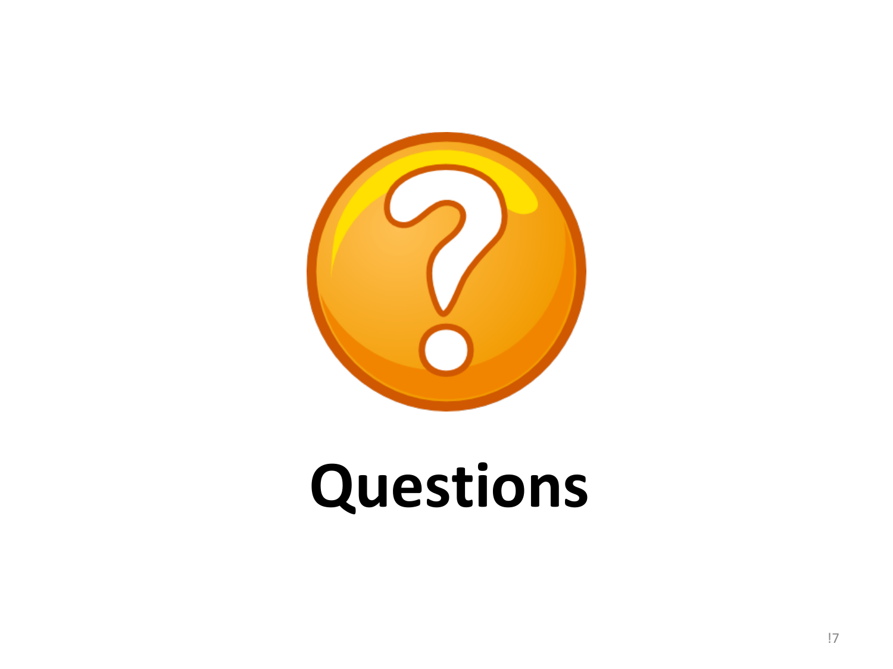# Questions